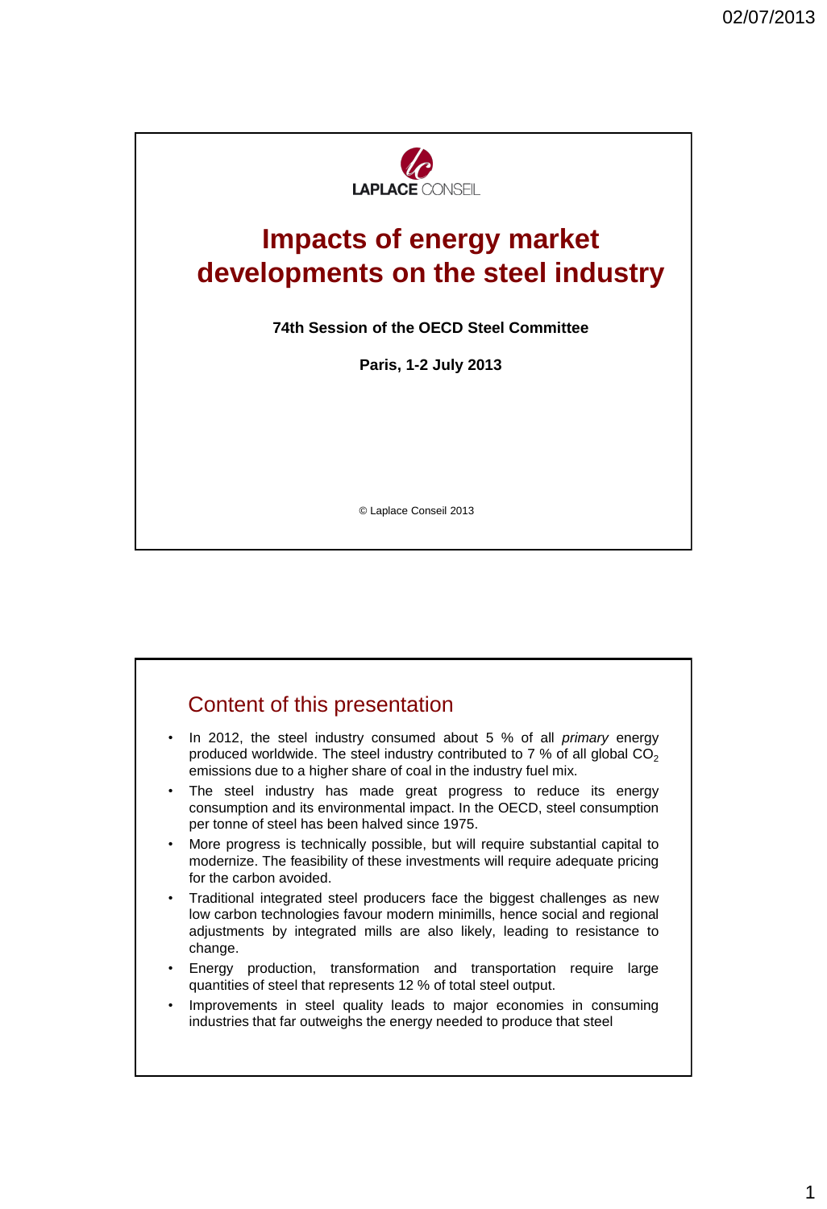LAPLACE CONSEIL

# Impacts of energy market developments on the steel industry

**74th Session of the OECD Steel Committee**

**Paris, 1-2 July 2013**

© Laplace Conseil 2013

## Content of this presentation

- In 2012, the steel industry consumed about 5 % of all *primary* energy produced worldwide. The steel industry contributed to 7 % of all global $CO_2$ emissions due to a higher share of coal in the industry fuel mix.
- The steel industry has made great progress to reduce its energy consumption and its environmental impact. In the OECD, steel consumption per tonne of steel has been halved since 1975.
- More progress is technically possible, but will require substantial capital to modernize. The feasibility of these investments will require adequate pricing for the carbon avoided.
- Traditional integrated steel producers face the biggest challenges as new low carbon technologies favour modern minimills, hence social and regional adjustments by integrated mills are also likely, leading to resistance to change.
- Energy production, transformation and transportation require large quantities of steel that represents 12 % of total steel output.
- Improvements in steel quality leads to major economies in consuming industries that far outweighs the energy needed to produce that steel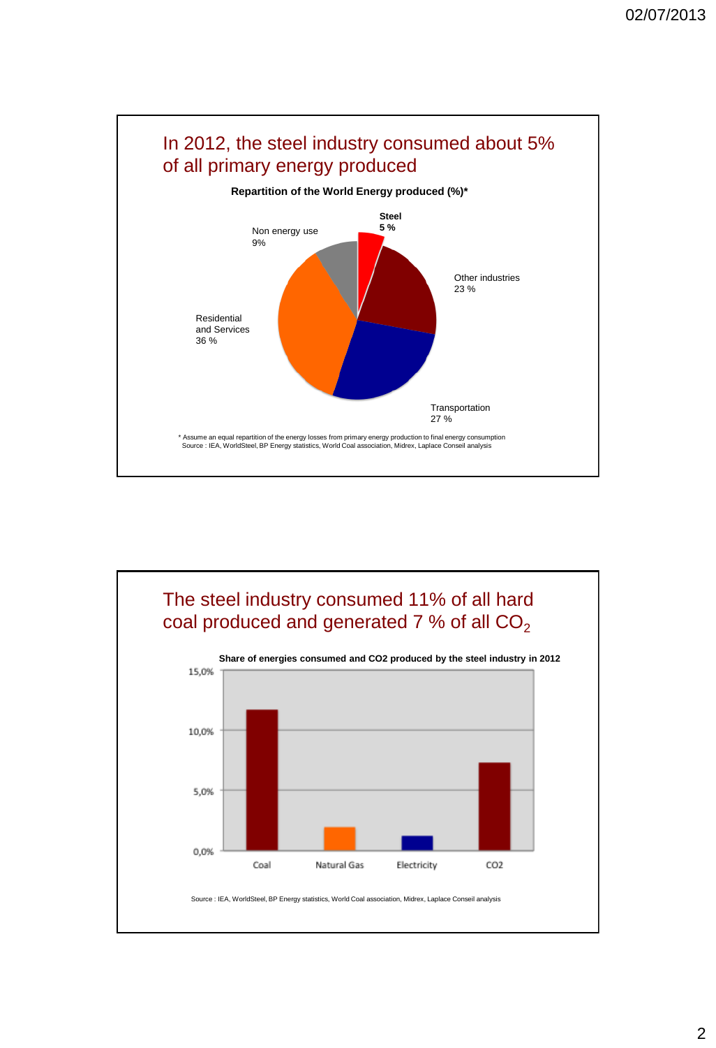## In 2012, the steel industry consumed about 5% of all primary energy produced

**Repartition of the World Energy produced (%)***

Steel 5 %

Other industries 23 %

Transportation 27 %

Residential and Services 36 %

Non energy use 9%

\* Assume an equal repartition of the energy losses from primary energy production to final energy consumption
Source : IEA, WorldSteel, BP Energy statistics, World Coal association, Midrex, Laplace Conseil analysis

## The steel industry consumed 11% of all hard coal produced and generated 7 % of all $CO_2$

**Share of energies consumed and CO2 produced by the steel industry in 2012**

15,0%
10,0%
5,0%
0,0%

Coal | Natural Gas | Electricity | CO2

Source : IEA, WorldSteel, BP Energy statistics, World Coal association, Midrex, Laplace Conseil analysis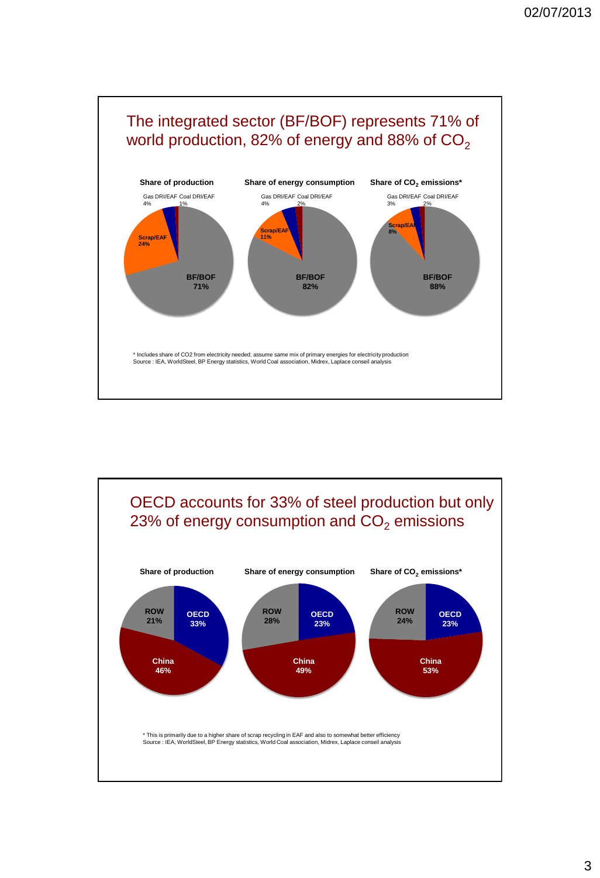## The integrated sector (BF/BOF) represents 71% of world production, 82% of energy and 88% of $CO_2$

**Share of production**

- Gas DRI/EAF 4%
- Coal DRI/EAF 1%
- Scrap/EAF 24%
- BF/BOF 71%

**Share of energy consumption**

- Gas DRI/EAF 4%
- Coal DRI/EAF 2%
- Scrap/EAF 11%
- BF/BOF 82%

**Share of $CO_2$ emissions***

- Gas DRI/EAF 3%
- Coal DRI/EAF 2%
- Scrap/EAF 8%
- BF/BOF 88%

\* Includes share of CO2 from electricity needed; assume same mix of primary energies for electricity production
Source : IEA, WorldSteel, BP Energy statistics, World Coal association, Midrex, Laplace conseil analysis

## OECD accounts for 33% of steel production but only 23% of energy consumption and $CO_2$ emissions

**Share of production**

- ROW 21%
- OECD 33%
- China 46%

**Share of energy consumption**

- ROW 28%
- OECD 23%
- China 49%

**Share of $CO_2$ emissions***

- ROW 24%
- OECD 23%
- China 53%

\* This is primarily due to a higher share of scrap recycling in EAF and also to somewhat better efficiency
Source : IEA, WorldSteel, BP Energy statistics, World Coal association, Midrex, Laplace conseil analysis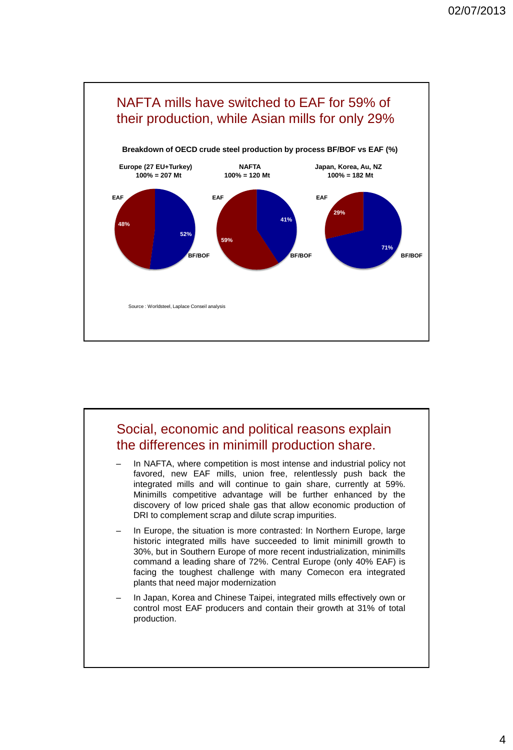## NAFTA mills have switched to EAF for 59% of their production, while Asian mills for only 29%

**Breakdown of OECD crude steel production by process BF/BOF vs EAF (%)**

| | Europe (27 EU+Turkey) 100% = 207 Mt | NAFTA 100% = 120 Mt | Japan, Korea, Au, NZ 100% = 182 Mt |
|---|---|---|---|
| EAF | 48% | 59% | 29% |
| BF/BOF | 52% | 41% | 71% |

Source : Worldsteel, Laplace Conseil analysis

## Social, economic and political reasons explain the differences in minimill production share.

- In NAFTA, where competition is most intense and industrial policy not favored, new EAF mills, union free, relentlessly push back the integrated mills and will continue to gain share, currently at 59%. Minimills competitive advantage will be further enhanced by the discovery of low priced shale gas that allow economic production of DRI to complement scrap and dilute scrap impurities.
- In Europe, the situation is more contrasted: In Northern Europe, large historic integrated mills have succeeded to limit minimill growth to 30%, but in Southern Europe of more recent industrialization, minimills command a leading share of 72%. Central Europe (only 40% EAF) is facing the toughest challenge with many Comecon era integrated plants that need major modernization
- In Japan, Korea and Chinese Taipei, integrated mills effectively own or control most EAF producers and contain their growth at 31% of total production.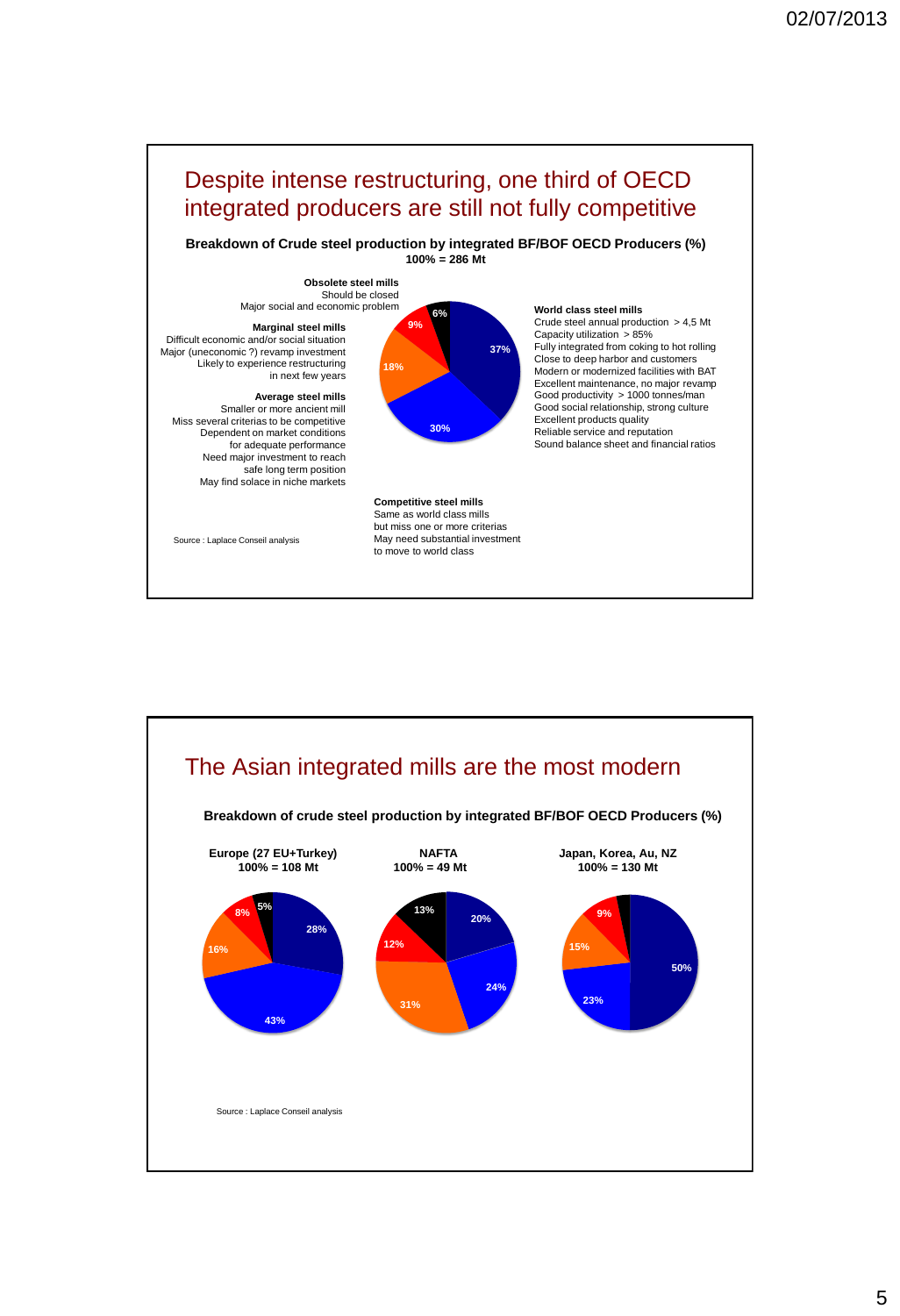## Despite intense restructuring, one third of OECD integrated producers are still not fully competitive

**Breakdown of Crude steel production by integrated BF/BOF OECD Producers (%)**
**100% = 286 Mt**

**Obsolete steel mills** (6%)
Should be closed
Major social and economic problem

**Marginal steel mills** (9%)
Difficult economic and/or social situation
Major (uneconomic ?) revamp investment
Likely to experience restructuring in next few years

**Average steel mills** (18%)
Smaller or more ancient mill
Miss several criterias to be competitive
Dependent on market conditions for adequate performance
Need major investment to reach safe long term position
May find solace in niche markets

**World class steel mills** (37%)
Crude steel annual production > 4,5 Mt
Capacity utilization > 85%
Fully integrated from coking to hot rolling
Close to deep harbor and customers
Modern or modernized facilities with BAT
Excellent maintenance, no major revamp
Good productivity > 1000 tonnes/man
Good social relationship, strong culture
Excellent products quality
Reliable service and reputation
Sound balance sheet and financial ratios

**Competitive steel mills** (30%)
Same as world class mills
but miss one or more criterias
May need substantial investment to move to world class

Source : Laplace Conseil analysis

## The Asian integrated mills are the most modern

**Breakdown of crude steel production by integrated BF/BOF OECD Producers (%)**

| Category | Europe (27 EU+Turkey) 100% = 108 Mt | NAFTA 100% = 49 Mt | Japan, Korea, Au, NZ 100% = 130 Mt |
|---|---|---|---|
| World class | 28% | 20% | 50% |
| Competitive | 43% | 24% | 23% |
| Average | 16% | 31% | 15% |
| Marginal | 8% | 12% | 9% |
| Obsolete | 5% | 13% | |

Source : Laplace Conseil analysis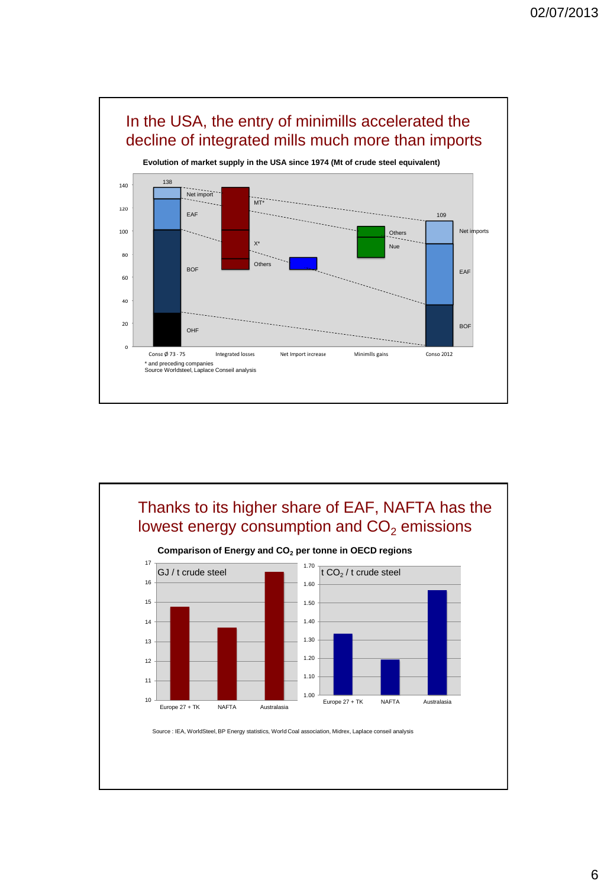## In the USA, the entry of minimills accelerated the decline of integrated mills much more than imports

**Evolution of market supply in the USA since 1974 (Mt of crude steel equivalent)**

140
120
100
80
60
40
20
0

138

Net import
EAF
BOF
OHF

MT*
X*
Others

Others
Nue

109

Net imports
EAF
BOF

Conso Ø 73 - 75 | Integrated losses | Net Import increase | Minimills gains | Conso 2012

\* and preceding companies
Source Worldsteel, Laplace Conseil analysis

## Thanks to its higher share of EAF, NAFTA has the lowest energy consumption and $CO_2$ emissions

**Comparison of Energy and $CO_2$ per tonne in OECD regions**

GJ / t crude steel

17
16
15
14
13
12
11
10

Europe 27 + TK | NAFTA | Australasia

t $CO_2$ / t crude steel

1.70
1.60
1.50
1.40
1.30
1.20
1.10
1.00

Europe 27 + TK | NAFTA | Australasia

Source : IEA, WorldSteel, BP Energy statistics, World Coal association, Midrex, Laplace conseil analysis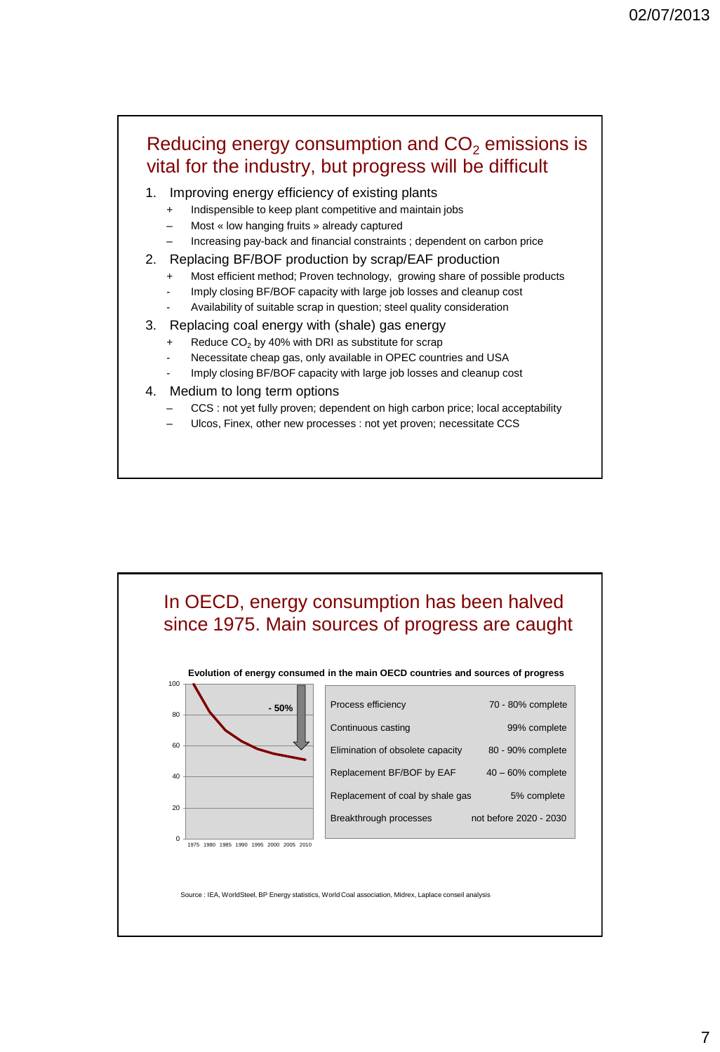## Reducing energy consumption and $CO_2$ emissions is vital for the industry, but progress will be difficult

1. Improving energy efficiency of existing plants
   - \+ Indispensible to keep plant competitive and maintain jobs
   - – Most « low hanging fruits » already captured
   - – Increasing pay-back and financial constraints ; dependent on carbon price
2. Replacing BF/BOF production by scrap/EAF production
   - \+ Most efficient method; Proven technology, growing share of possible products
   - \- Imply closing BF/BOF capacity with large job losses and cleanup cost
   - \- Availability of suitable scrap in question; steel quality consideration
3. Replacing coal energy with (shale) gas energy
   - \+ Reduce $CO_2$ by 40% with DRI as substitute for scrap
   - \- Necessitate cheap gas, only available in OPEC countries and USA
   - \- Imply closing BF/BOF capacity with large job losses and cleanup cost
4. Medium to long term options
   - – CCS : not yet fully proven; dependent on high carbon price; local acceptability
   - – Ulcos, Finex, other new processes : not yet proven; necessitate CCS

## In OECD, energy consumption has been halved since 1975. Main sources of progress are caught

**Evolution of energy consumed in the main OECD countries and sources of progress**

(Chart: energy consumed index from 100 in 1975 declining to ~50 in 2010; annotation "- 50%". X-axis: 1975, 1980, 1985, 1990, 1995, 2000, 2005, 2010; Y-axis: 0, 20, 40, 60, 80, 100)

| Source of progress | Status |
|---|---|
| Process efficiency | 70 - 80% complete |
| Continuous casting | 99% complete |
| Elimination of obsolete capacity | 80 - 90% complete |
| Replacement BF/BOF by EAF | 40 – 60% complete |
| Replacement of coal by shale gas | 5% complete |
| Breakthrough processes | not before 2020 - 2030 |

Source : IEA, WorldSteel, BP Energy statistics, World Coal association, Midrex, Laplace conseil analysis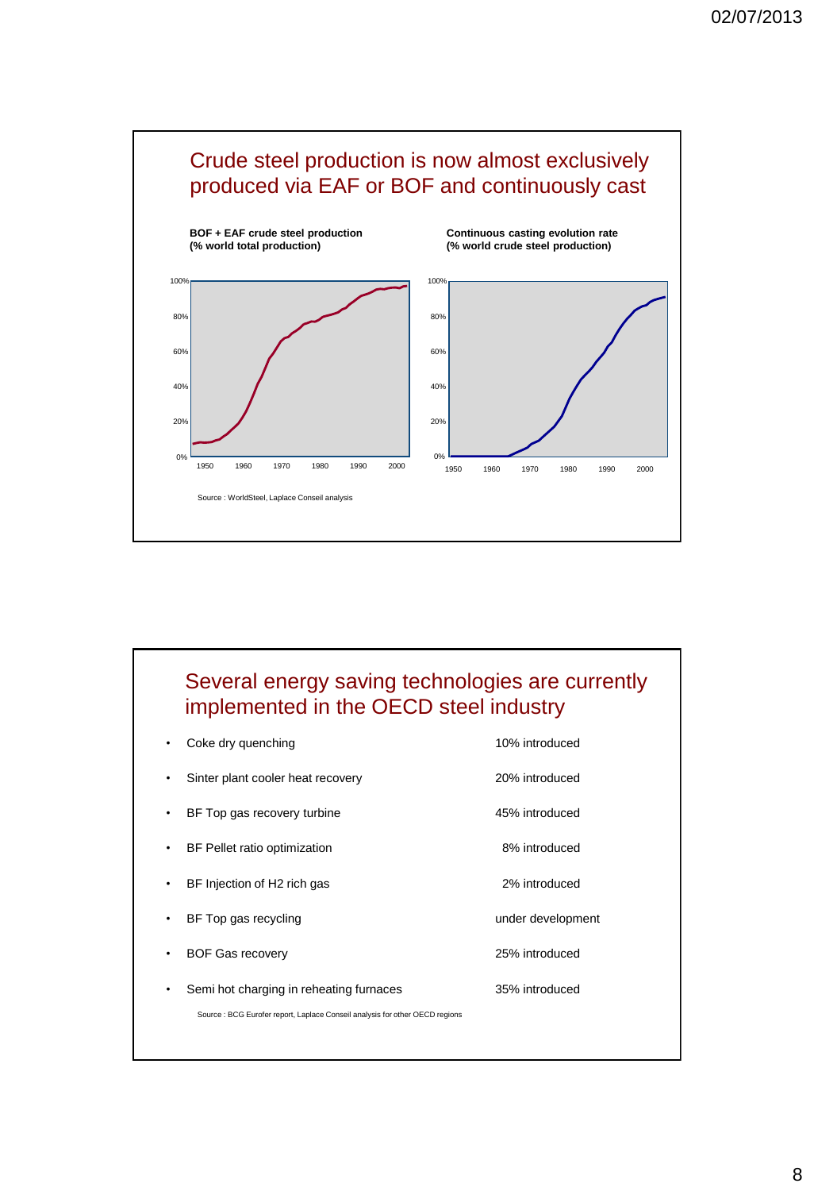## Crude steel production is now almost exclusively produced via EAF or BOF and continuously cast

**BOF + EAF crude steel production (% world total production)**

**Continuous casting evolution rate (% world crude steel production)**

Source : WorldSteel, Laplace Conseil analysis

## Several energy saving technologies are currently implemented in the OECD steel industry

- Coke dry quenching — 10% introduced
- Sinter plant cooler heat recovery — 20% introduced
- BF Top gas recovery turbine — 45% introduced
- BF Pellet ratio optimization — 8% introduced
- BF Injection of H2 rich gas — 2% introduced
- BF Top gas recycling — under development
- BOF Gas recovery — 25% introduced
- Semi hot charging in reheating furnaces — 35% introduced

Source : BCG Eurofer report, Laplace Conseil analysis for other OECD regions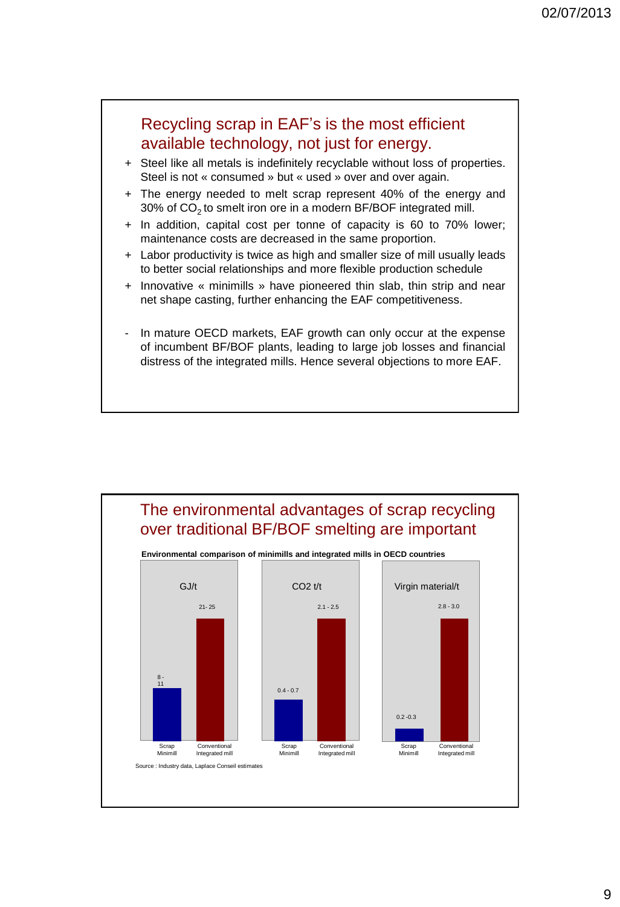## Recycling scrap in EAF's is the most efficient available technology, not just for energy.

+ Steel like all metals is indefinitely recyclable without loss of properties. Steel is not « consumed » but « used » over and over again.
+ The energy needed to melt scrap represent 40% of the energy and 30% of $CO_2$ to smelt iron ore in a modern BF/BOF integrated mill.
+ In addition, capital cost per tonne of capacity is 60 to 70% lower; maintenance costs are decreased in the same proportion.
+ Labor productivity is twice as high and smaller size of mill usually leads to better social relationships and more flexible production schedule
+ Innovative « minimills » have pioneered thin slab, thin strip and near net shape casting, further enhancing the EAF competitiveness.

- In mature OECD markets, EAF growth can only occur at the expense of incumbent BF/BOF plants, leading to large job losses and financial distress of the integrated mills. Hence several objections to more EAF.

## The environmental advantages of scrap recycling over traditional BF/BOF smelting are important

**Environmental comparison of minimills and integrated mills in OECD countries**

| | Scrap Minimill | Conventional Integrated mill |
|---|---|---|
| GJ/t | 8 - 11 | 21- 25 |
| CO2 t/t | 0.4 - 0.7 | 2.1 - 2.5 |
| Virgin material/t | 0.2 -0.3 | 2.8 - 3.0 |

Source : Industry data, Laplace Conseil estimates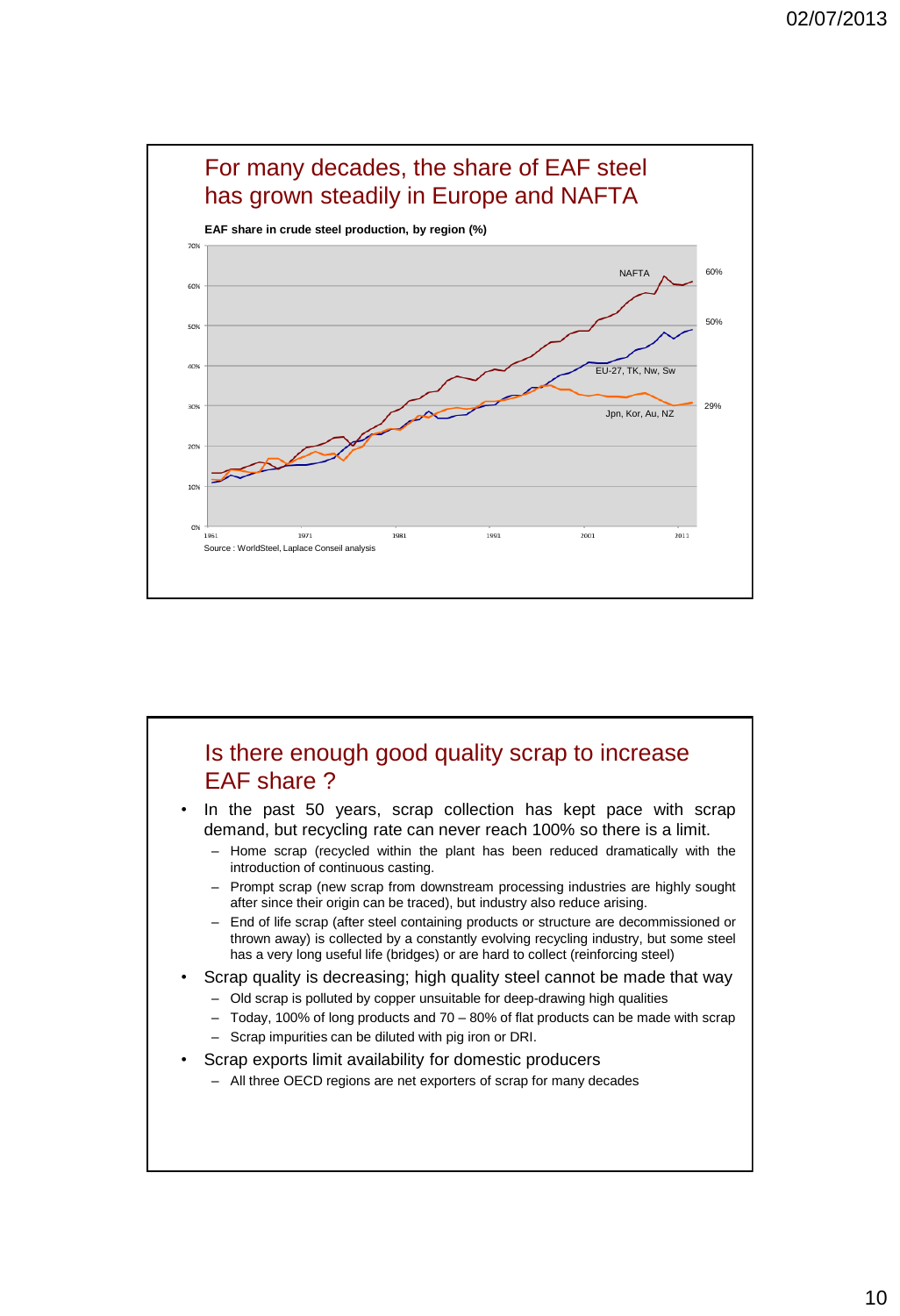## For many decades, the share of EAF steel has grown steadily in Europe and NAFTA

**EAF share in crude steel production, by region (%)**

Source : WorldSteel, Laplace Conseil analysis

## Is there enough good quality scrap to increase EAF share ?

- In the past 50 years, scrap collection has kept pace with scrap demand, but recycling rate can never reach 100% so there is a limit.
  - Home scrap (recycled within the plant has been reduced dramatically with the introduction of continuous casting.
  - Prompt scrap (new scrap from downstream processing industries are highly sought after since their origin can be traced), but industry also reduce arising.
  - End of life scrap (after steel containing products or structure are decommissioned or thrown away) is collected by a constantly evolving recycling industry, but some steel has a very long useful life (bridges) or are hard to collect (reinforcing steel)
- Scrap quality is decreasing; high quality steel cannot be made that way
  - Old scrap is polluted by copper unsuitable for deep-drawing high qualities
  - Today, 100% of long products and 70 – 80% of flat products can be made with scrap
  - Scrap impurities can be diluted with pig iron or DRI.
- Scrap exports limit availability for domestic producers
  - All three OECD regions are net exporters of scrap for many decades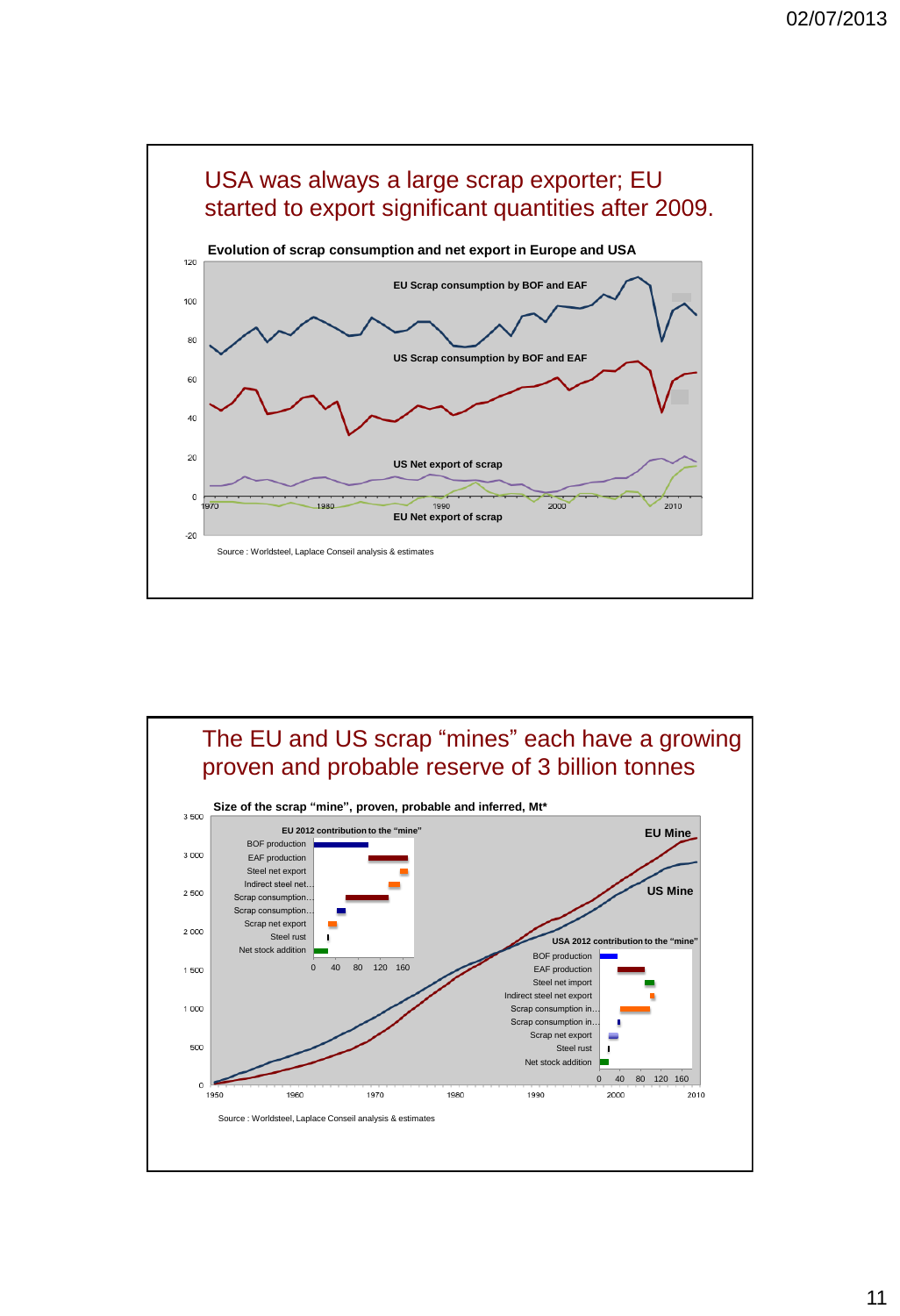## USA was always a large scrap exporter; EU started to export significant quantities after 2009.

**Evolution of scrap consumption and net export in Europe and USA**

EU Scrap consumption by BOF and EAF

US Scrap consumption by BOF and EAF

US Net export of scrap

EU Net export of scrap

Source : Worldsteel, Laplace Conseil analysis & estimates

## The EU and US scrap "mines" each have a growing proven and probable reserve of 3 billion tonnes

**Size of the scrap "mine", proven, probable and inferred, Mt***

EU 2012 contribution to the "mine"

- BOF production
- EAF production
- Steel net export
- Indirect steel net...
- Scrap consumption...
- Scrap consumption...
- Scrap net export
- Steel rust
- Net stock addition

EU Mine

US Mine

USA 2012 contribution to the "mine"

- BOF production
- EAF production
- Steel net import
- Indirect steel net export
- Scrap consumption in...
- Scrap consumption in...
- Scrap net export
- Steel rust
- Net stock addition

Source : Worldsteel, Laplace Conseil analysis & estimates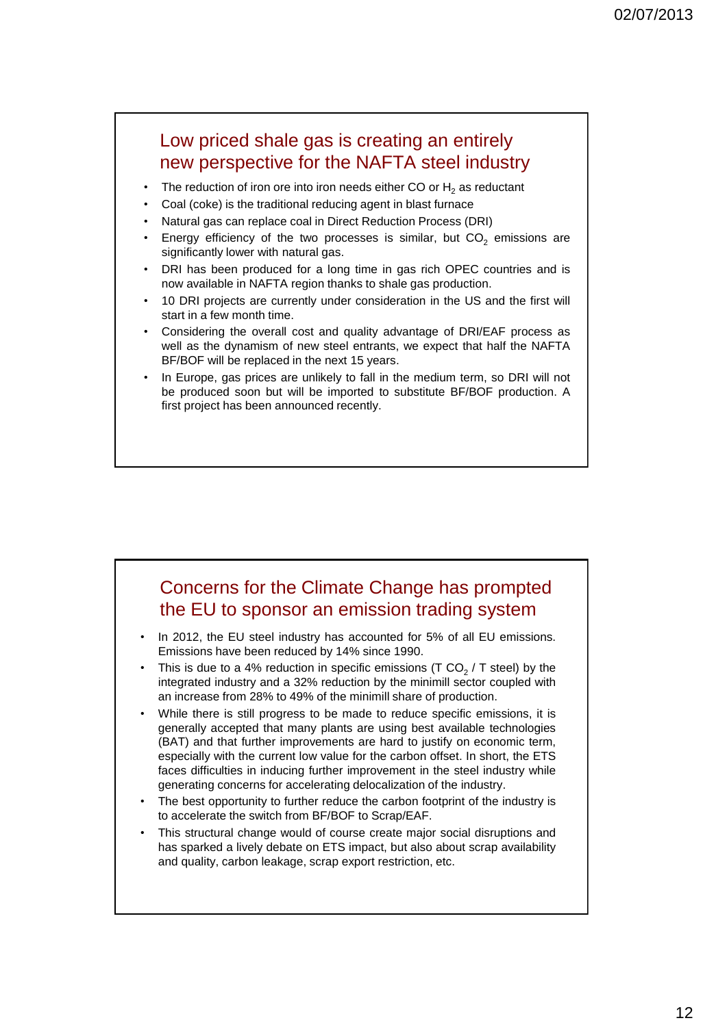## Low priced shale gas is creating an entirely new perspective for the NAFTA steel industry

- The reduction of iron ore into iron needs either CO or $H_2$ as reductant
- Coal (coke) is the traditional reducing agent in blast furnace
- Natural gas can replace coal in Direct Reduction Process (DRI)
- Energy efficiency of the two processes is similar, but $CO_2$ emissions are significantly lower with natural gas.
- DRI has been produced for a long time in gas rich OPEC countries and is now available in NAFTA region thanks to shale gas production.
- 10 DRI projects are currently under consideration in the US and the first will start in a few month time.
- Considering the overall cost and quality advantage of DRI/EAF process as well as the dynamism of new steel entrants, we expect that half the NAFTA BF/BOF will be replaced in the next 15 years.
- In Europe, gas prices are unlikely to fall in the medium term, so DRI will not be produced soon but will be imported to substitute BF/BOF production. A first project has been announced recently.

## Concerns for the Climate Change has prompted the EU to sponsor an emission trading system

- In 2012, the EU steel industry has accounted for 5% of all EU emissions. Emissions have been reduced by 14% since 1990.
- This is due to a 4% reduction in specific emissions (T $CO_2$ / T steel) by the integrated industry and a 32% reduction by the minimill sector coupled with an increase from 28% to 49% of the minimill share of production.
- While there is still progress to be made to reduce specific emissions, it is generally accepted that many plants are using best available technologies (BAT) and that further improvements are hard to justify on economic term, especially with the current low value for the carbon offset. In short, the ETS faces difficulties in inducing further improvement in the steel industry while generating concerns for accelerating delocalization of the industry.
- The best opportunity to further reduce the carbon footprint of the industry is to accelerate the switch from BF/BOF to Scrap/EAF.
- This structural change would of course create major social disruptions and has sparked a lively debate on ETS impact, but also about scrap availability and quality, carbon leakage, scrap export restriction, etc.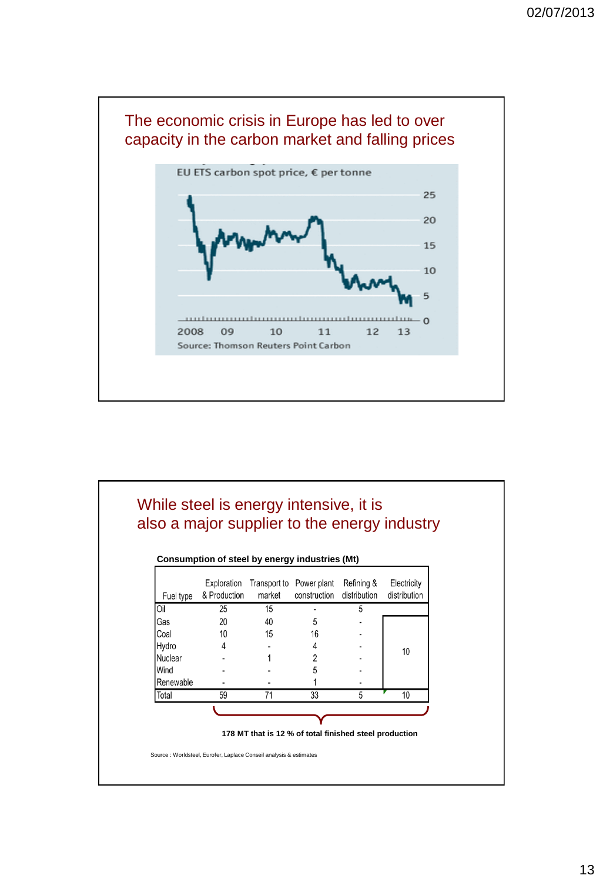## The economic crisis in Europe has led to over capacity in the carbon market and falling prices

EU ETS carbon spot price, € per tonne

Source: Thomson Reuters Point Carbon

## While steel is energy intensive, it is also a major supplier to the energy industry

**Consumption of steel by energy industries (Mt)**

| Fuel type | Exploration & Production | Transport to market | Power plant construction | Refining & distribution | Electricity distribution |
|---|---|---|---|---|---|
| Oil | 25 | 15 | - | 5 | |
| Gas | 20 | 40 | 5 | - | 10 |
| Coal | 10 | 15 | 16 | - | |
| Hydro | 4 | - | 4 | - | |
| Nuclear | - | 1 | 2 | - | |
| Wind | - | - | 5 | - | |
| Renewable | - | - | 1 | - | |
| Total | 59 | 71 | 33 | 5 | 10 |

**178 MT that is 12 % of total finished steel production**

Source : Worldsteel, Eurofer, Laplace Conseil analysis & estimates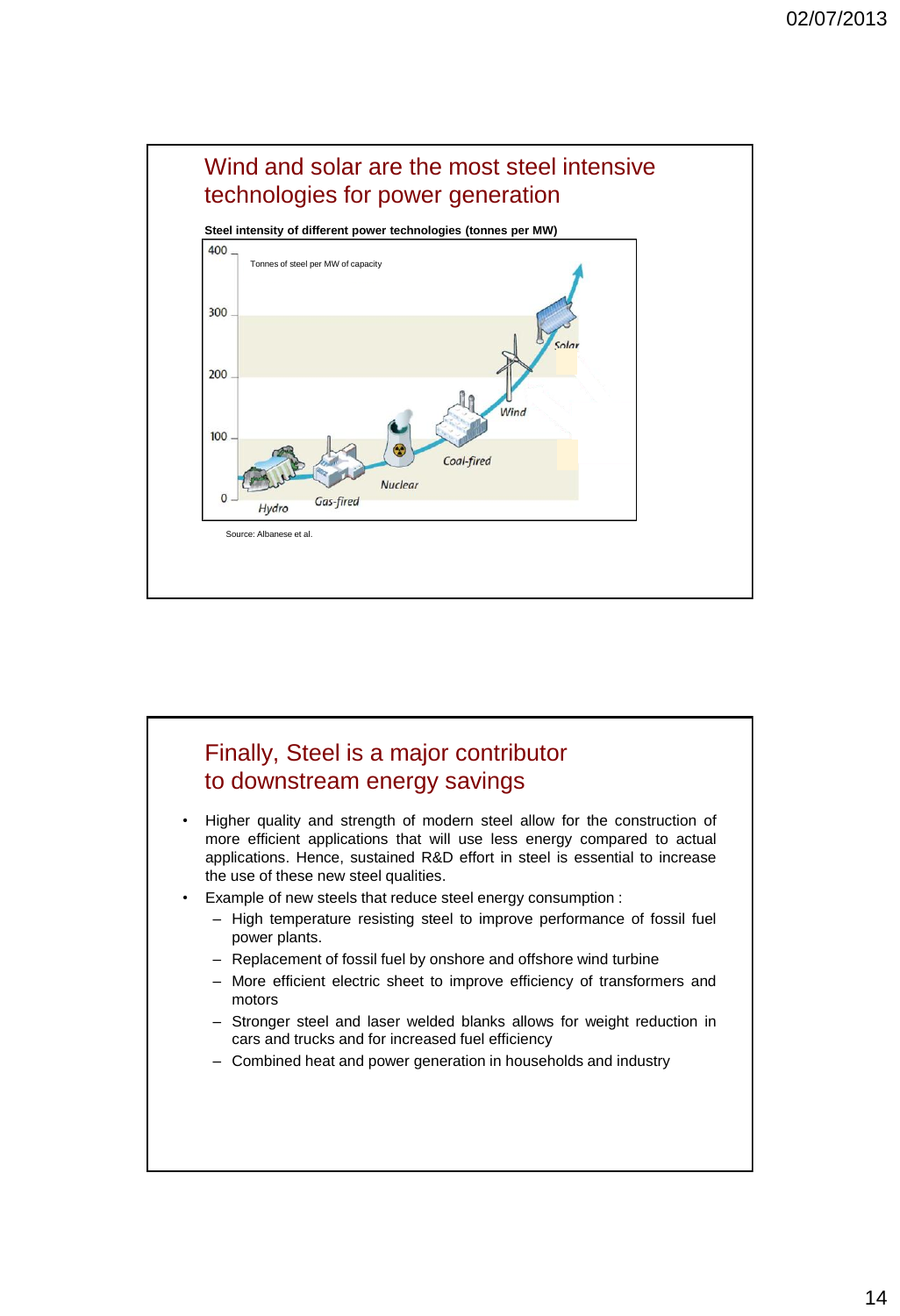## Wind and solar are the most steel intensive technologies for power generation

**Steel intensity of different power technologies (tonnes per MW)**

Tonnes of steel per MW of capacity

400

300

200

100

0

Hydro, Gas-fired, Nuclear, Coal-fired, Wind, Solar

Source: Albanese et al.

## Finally, Steel is a major contributor to downstream energy savings

- Higher quality and strength of modern steel allow for the construction of more efficient applications that will use less energy compared to actual applications. Hence, sustained R&D effort in steel is essential to increase the use of these new steel qualities.
- Example of new steels that reduce steel energy consumption :
  - High temperature resisting steel to improve performance of fossil fuel power plants.
  - Replacement of fossil fuel by onshore and offshore wind turbine
  - More efficient electric sheet to improve efficiency of transformers and motors
  - Stronger steel and laser welded blanks allows for weight reduction in cars and trucks and for increased fuel efficiency
  - Combined heat and power generation in households and industry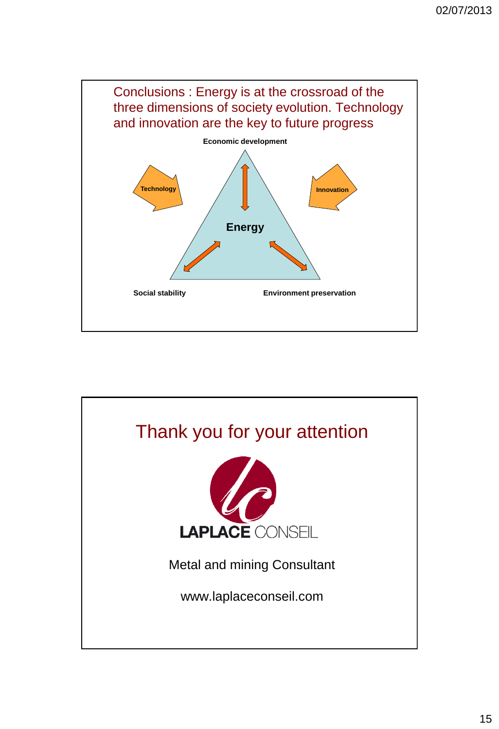## Conclusions : Energy is at the crossroad of the three dimensions of society evolution. Technology and innovation are the key to future progress

Economic development

Technology

Innovation

Energy

Social stability

Environment preservation

## Thank you for your attention

LAPLACE CONSEIL

Metal and mining Consultant

www.laplaceconseil.com